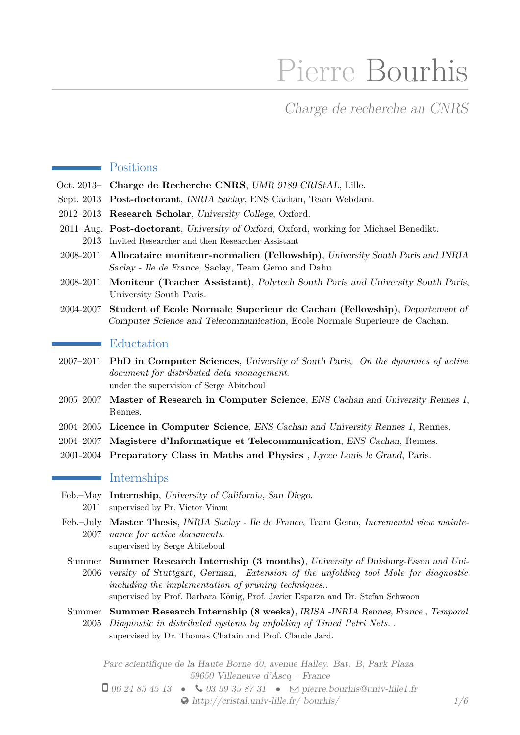# Pierre Bourhis

*Charge de recherche au CNRS*

## Positions

- Oct. 2013– **Charge de Recherche CNRS**, *UMR 9189 CRIStAL*, Lille.
- Sept. 2013 **Post-doctorant**, *INRIA Saclay*, ENS Cachan, Team Webdam.
- 2012–2013 **Research Scholar**, *University College*, Oxford.
- 2011–Aug. 2013 **Post-doctorant**, *University of Oxford*, Oxford, working for Michael Benedikt.
  Invited Researcher and then Researcher Assistant
- 2008-2011 **Allocataire moniteur-normalien (Fellowship)**, *University South Paris and INRIA Saclay - Ile de France*, Saclay, Team Gemo and Dahu.
- 2008-2011 **Moniteur (Teacher Assistant)**, *Polytech South Paris and University South Paris*, University South Paris.
- 2004-2007 **Student of Ecole Normale Superieur de Cachan (Fellowship)**, *Departement of Computer Science and Telecommunication*, Ecole Normale Superieure de Cachan.

## Eductation

- 2007–2011 **PhD in Computer Sciences**, *University of South Paris*, *On the dynamics of active document for distributed data management*.
  under the supervision of Serge Abiteboul
- 2005–2007 **Master of Research in Computer Science**, *ENS Cachan and University Rennes 1*, Rennes.
- 2004–2005 **Licence in Computer Science**, *ENS Cachan and University Rennes 1*, Rennes.
- 2004–2007 **Magistere d'Informatique et Telecommunication**, *ENS Cachan*, Rennes.
- 2001-2004 **Preparatory Class in Maths and Physics** , *Lycee Louis le Grand*, Paris.

## Internships

- Feb.–May 2011 **Internship**, *University of California, San Diego*.
  supervised by Pr. Victor Vianu
- Feb.–July 2007 **Master Thesis**, *INRIA Saclay - Ile de France*, Team Gemo, *Incremental view maintenance for active documents*.
  supervised by Serge Abiteboul
- Summer 2006 **Summer Research Internship (3 months)**, *University of Duisburg-Essen and University of Stuttgart, German*, *Extension of the unfolding tool Mole for diagnostic including the implementation of pruning techniques.*.
  supervised by Prof. Barbara König, Prof. Javier Esparza and Dr. Stefan Schwoon
- Summer 2005 **Summer Research Internship (8 weeks)**, *IRISA -INRIA Rennes, France* , *Temporal Diagnostic in distributed systems by unfolding of Timed Petri Nets.* .
  supervised by Dr. Thomas Chatain and Prof. Claude Jard.

*Parc scientifique de la Haute Borne 40, avenue Halley. Bat. B, Park Plaza*
*59650 Villeneuve d'Ascq – France*
*06 24 85 45 13* • *03 59 35 87 31* • *pierre.bourhis@univ-lille1.fr*
*http://cristal.univ-lille.fr/ bourhis/*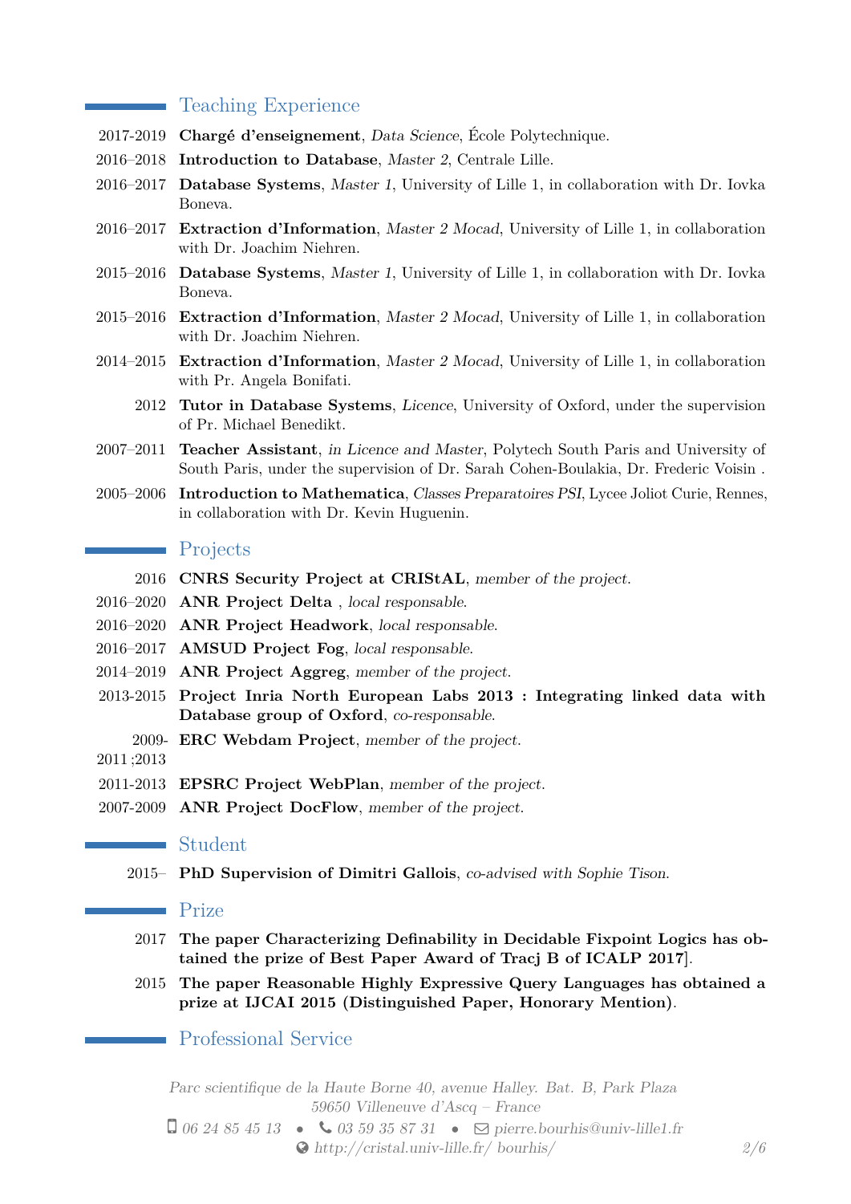## Teaching Experience

- 2017-2019 **Chargé d'enseignement**, *Data Science*, École Polytechnique.
- 2016–2018 **Introduction to Database**, *Master 2*, Centrale Lille.
- 2016–2017 **Database Systems**, *Master 1*, University of Lille 1, in collaboration with Dr. Iovka Boneva.
- 2016–2017 **Extraction d'Information**, *Master 2 Mocad*, University of Lille 1, in collaboration with Dr. Joachim Niehren.
- 2015–2016 **Database Systems**, *Master 1*, University of Lille 1, in collaboration with Dr. Iovka Boneva.
- 2015–2016 **Extraction d'Information**, *Master 2 Mocad*, University of Lille 1, in collaboration with Dr. Joachim Niehren.
- 2014–2015 **Extraction d'Information**, *Master 2 Mocad*, University of Lille 1, in collaboration with Pr. Angela Bonifati.
- 2012 **Tutor in Database Systems**, *Licence*, University of Oxford, under the supervision of Pr. Michael Benedikt.
- 2007–2011 **Teacher Assistant**, *in Licence and Master*, Polytech South Paris and University of South Paris, under the supervision of Dr. Sarah Cohen-Boulakia, Dr. Frederic Voisin .
- 2005–2006 **Introduction to Mathematica**, *Classes Preparatoires PSI*, Lycee Joliot Curie, Rennes, in collaboration with Dr. Kevin Huguenin.

## Projects

- 2016 **CNRS Security Project at CRIStAL**, *member of the project*.
- 2016–2020 **ANR Project Delta** , *local responsable*.
- 2016–2020 **ANR Project Headwork**, *local responsable*.
- 2016–2017 **AMSUD Project Fog**, *local responsable*.
- 2014–2019 **ANR Project Aggreg**, *member of the project*.
- 2013-2015 **Project Inria North European Labs 2013 : Integrating linked data with Database group of Oxford**, *co-responsable*.
- 2009-2011 ;2013 **ERC Webdam Project**, *member of the project*.
- 2011-2013 **EPSRC Project WebPlan**, *member of the project*.
- 2007-2009 **ANR Project DocFlow**, *member of the project*.

## Student

- 2015– **PhD Supervision of Dimitri Gallois**, *co-advised with Sophie Tison*.

## Prize

- 2017 **The paper Characterizing Definability in Decidable Fixpoint Logics has obtained the prize of Best Paper Award of Tracj B of ICALP 2017**].
- 2015 **The paper Reasonable Highly Expressive Query Languages has obtained a prize at IJCAI 2015 (Distinguished Paper, Honorary Mention)**.

## Professional Service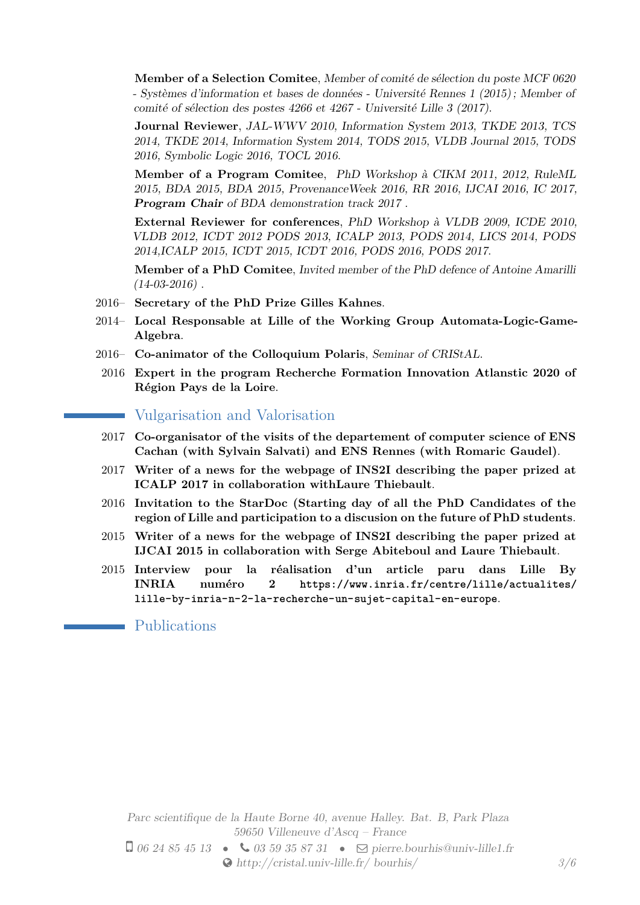**Member of a Selection Comitee**, *Member of comité de sélection du poste MCF 0620 - Systèmes d'information et bases de données - Université Rennes 1 (2015); Member of comité of sélection des postes 4266 et 4267 - Université Lille 3 (2017).*

**Journal Reviewer**, *JAL-WWV 2010, Information System 2013, TKDE 2013, TCS 2014, TKDE 2014, Information System 2014, TODS 2015, VLDB Journal 2015, TODS 2016, Symbolic Logic 2016, TOCL 2016.*

**Member of a Program Comitee**, *PhD Workshop à CIKM 2011, 2012, RuleML 2015, BDA 2015, BDA 2015, ProvenanceWeek 2016, RR 2016, IJCAI 2016, IC 2017,* ***Program Chair*** *of BDA demonstration track 2017 .*

**External Reviewer for conferences**, *PhD Workshop à VLDB 2009, ICDE 2010, VLDB 2012, ICDT 2012 PODS 2013, ICALP 2013, PODS 2014, LICS 2014, PODS 2014,ICALP 2015, ICDT 2015, ICDT 2016, PODS 2016, PODS 2017.*

**Member of a PhD Comitee**, *Invited member of the PhD defence of Antoine Amarilli (14-03-2016) .*

- 2016– **Secretary of the PhD Prize Gilles Kahnes**.
- 2014– **Local Responsable at Lille of the Working Group Automata-Logic-Game-Algebra**.
- 2016– **Co-animator of the Colloquium Polaris**, *Seminar of CRIStAL.*
- 2016 **Expert in the program Recherche Formation Innovation Atlanstic 2020 of Région Pays de la Loire**.

## Vulgarisation and Valorisation

- 2017 **Co-organisator of the visits of the departement of computer science of ENS Cachan (with Sylvain Salvati) and ENS Rennes (with Romaric Gaudel)**.
- 2017 **Writer of a news for the webpage of INS2I describing the paper prized at ICALP 2017 in collaboration withLaure Thiebault**.
- 2016 **Invitation to the StarDoc (Starting day of all the PhD Candidates of the region of Lille and participation to a discusion on the future of PhD students**.
- 2015 **Writer of a news for the webpage of INS2I describing the paper prized at IJCAI 2015 in collaboration with Serge Abiteboul and Laure Thiebault**.
- 2015 **Interview pour la réalisation d'un article paru dans Lille By INRIA numéro 2 `https://www.inria.fr/centre/lille/actualites/lille-by-inria-n-2-la-recherche-un-sujet-capital-en-europe`**.

## Publications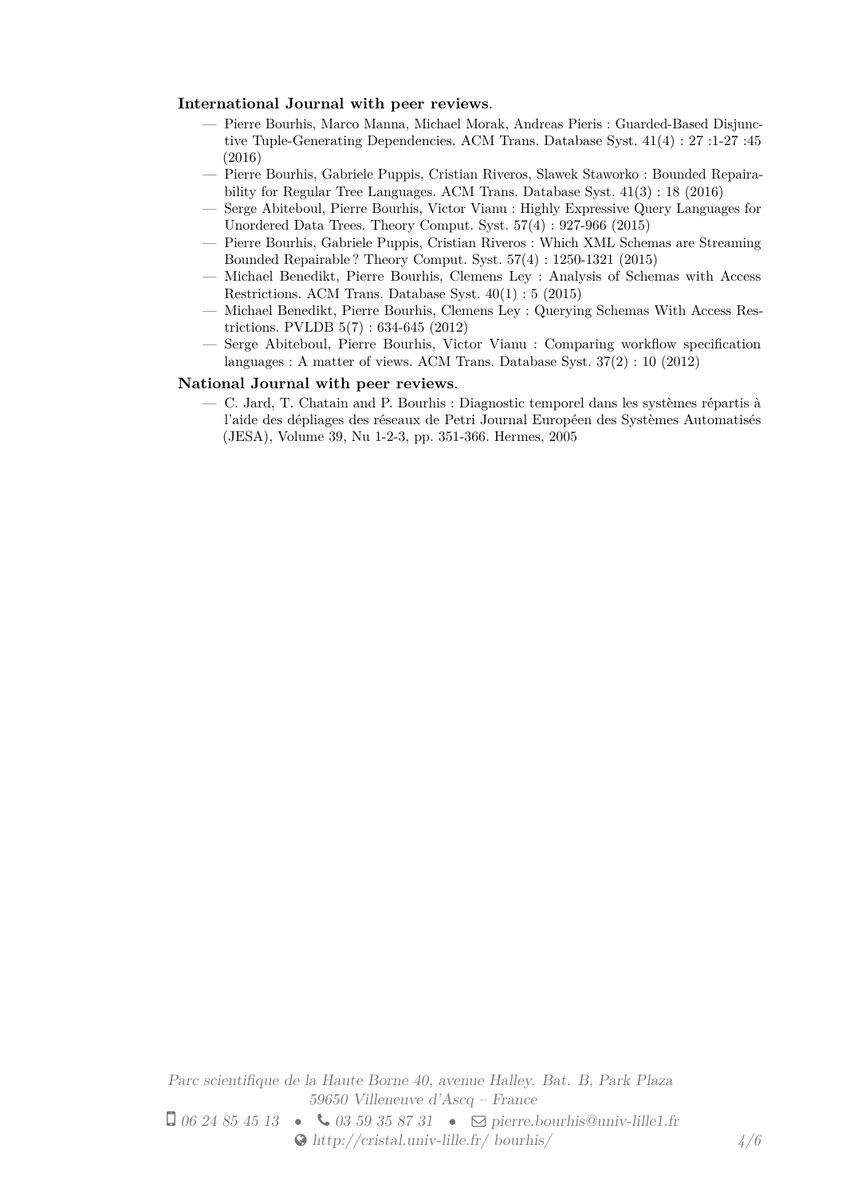**International Journal with peer reviews**.

- Pierre Bourhis, Marco Manna, Michael Morak, Andreas Pieris : Guarded-Based Disjunctive Tuple-Generating Dependencies. ACM Trans. Database Syst. 41(4) : 27 :1-27 :45 (2016)
- Pierre Bourhis, Gabriele Puppis, Cristian Riveros, Slawek Staworko : Bounded Repairability for Regular Tree Languages. ACM Trans. Database Syst. 41(3) : 18 (2016)
- Serge Abiteboul, Pierre Bourhis, Victor Vianu : Highly Expressive Query Languages for Unordered Data Trees. Theory Comput. Syst. 57(4) : 927-966 (2015)
- Pierre Bourhis, Gabriele Puppis, Cristian Riveros : Which XML Schemas are Streaming Bounded Repairable ? Theory Comput. Syst. 57(4) : 1250-1321 (2015)
- Michael Benedikt, Pierre Bourhis, Clemens Ley : Analysis of Schemas with Access Restrictions. ACM Trans. Database Syst. 40(1) : 5 (2015)
- Michael Benedikt, Pierre Bourhis, Clemens Ley : Querying Schemas With Access Restrictions. PVLDB 5(7) : 634-645 (2012)
- Serge Abiteboul, Pierre Bourhis, Victor Vianu : Comparing workflow specification languages : A matter of views. ACM Trans. Database Syst. 37(2) : 10 (2012)

**National Journal with peer reviews**.

- C. Jard, T. Chatain and P. Bourhis : Diagnostic temporel dans les systèmes répartis à l'aide des dépliages des réseaux de Petri Journal Européen des Systèmes Automatisés (JESA), Volume 39, Nu 1-2-3, pp. 351-366. Hermes, 2005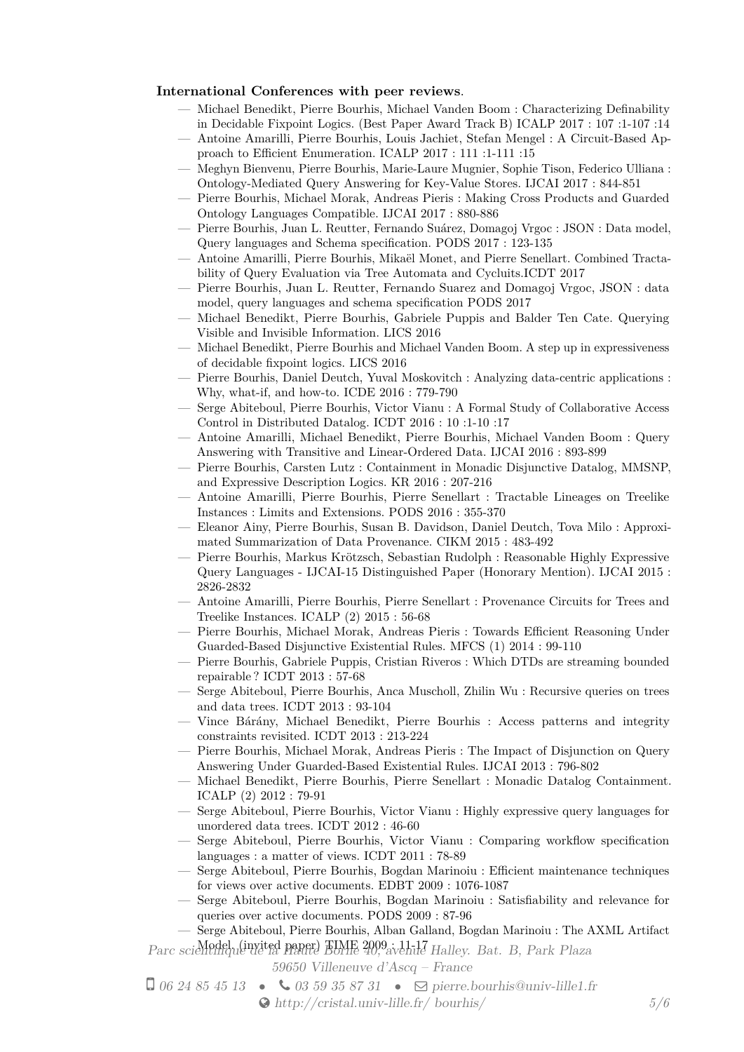**International Conferences with peer reviews**.

- Michael Benedikt, Pierre Bourhis, Michael Vanden Boom : Characterizing Definability in Decidable Fixpoint Logics. (Best Paper Award Track B) ICALP 2017 : 107 :1-107 :14
- Antoine Amarilli, Pierre Bourhis, Louis Jachiet, Stefan Mengel : A Circuit-Based Approach to Efficient Enumeration. ICALP 2017 : 111 :1-111 :15
- Meghyn Bienvenu, Pierre Bourhis, Marie-Laure Mugnier, Sophie Tison, Federico Ulliana : Ontology-Mediated Query Answering for Key-Value Stores. IJCAI 2017 : 844-851
- Pierre Bourhis, Michael Morak, Andreas Pieris : Making Cross Products and Guarded Ontology Languages Compatible. IJCAI 2017 : 880-886
- Pierre Bourhis, Juan L. Reutter, Fernando Suárez, Domagoj Vrgoc : JSON : Data model, Query languages and Schema specification. PODS 2017 : 123-135
- Antoine Amarilli, Pierre Bourhis, Mikaël Monet, and Pierre Senellart. Combined Tractability of Query Evaluation via Tree Automata and Cycluits.ICDT 2017
- Pierre Bourhis, Juan L. Reutter, Fernando Suarez and Domagoj Vrgoc, JSON : data model, query languages and schema specification PODS 2017
- Michael Benedikt, Pierre Bourhis, Gabriele Puppis and Balder Ten Cate. Querying Visible and Invisible Information. LICS 2016
- Michael Benedikt, Pierre Bourhis and Michael Vanden Boom. A step up in expressiveness of decidable fixpoint logics. LICS 2016
- Pierre Bourhis, Daniel Deutch, Yuval Moskovitch : Analyzing data-centric applications : Why, what-if, and how-to. ICDE 2016 : 779-790
- Serge Abiteboul, Pierre Bourhis, Victor Vianu : A Formal Study of Collaborative Access Control in Distributed Datalog. ICDT 2016 : 10 :1-10 :17
- Antoine Amarilli, Michael Benedikt, Pierre Bourhis, Michael Vanden Boom : Query Answering with Transitive and Linear-Ordered Data. IJCAI 2016 : 893-899
- Pierre Bourhis, Carsten Lutz : Containment in Monadic Disjunctive Datalog, MMSNP, and Expressive Description Logics. KR 2016 : 207-216
- Antoine Amarilli, Pierre Bourhis, Pierre Senellart : Tractable Lineages on Treelike Instances : Limits and Extensions. PODS 2016 : 355-370
- Eleanor Ainy, Pierre Bourhis, Susan B. Davidson, Daniel Deutch, Tova Milo : Approximated Summarization of Data Provenance. CIKM 2015 : 483-492
- Pierre Bourhis, Markus Krötzsch, Sebastian Rudolph : Reasonable Highly Expressive Query Languages - IJCAI-15 Distinguished Paper (Honorary Mention). IJCAI 2015 : 2826-2832
- Antoine Amarilli, Pierre Bourhis, Pierre Senellart : Provenance Circuits for Trees and Treelike Instances. ICALP (2) 2015 : 56-68
- Pierre Bourhis, Michael Morak, Andreas Pieris : Towards Efficient Reasoning Under Guarded-Based Disjunctive Existential Rules. MFCS (1) 2014 : 99-110
- Pierre Bourhis, Gabriele Puppis, Cristian Riveros : Which DTDs are streaming bounded repairable ? ICDT 2013 : 57-68
- Serge Abiteboul, Pierre Bourhis, Anca Muscholl, Zhilin Wu : Recursive queries on trees and data trees. ICDT 2013 : 93-104
- Vince Bárány, Michael Benedikt, Pierre Bourhis : Access patterns and integrity constraints revisited. ICDT 2013 : 213-224
- Pierre Bourhis, Michael Morak, Andreas Pieris : The Impact of Disjunction on Query Answering Under Guarded-Based Existential Rules. IJCAI 2013 : 796-802
- Michael Benedikt, Pierre Bourhis, Pierre Senellart : Monadic Datalog Containment. ICALP (2) 2012 : 79-91
- Serge Abiteboul, Pierre Bourhis, Victor Vianu : Highly expressive query languages for unordered data trees. ICDT 2012 : 46-60
- Serge Abiteboul, Pierre Bourhis, Victor Vianu : Comparing workflow specification languages : a matter of views. ICDT 2011 : 78-89
- Serge Abiteboul, Pierre Bourhis, Bogdan Marinoiu : Efficient maintenance techniques for views over active documents. EDBT 2009 : 1076-1087
- Serge Abiteboul, Pierre Bourhis, Bogdan Marinoiu : Satisfiability and relevance for queries over active documents. PODS 2009 : 87-96
- Serge Abiteboul, Pierre Bourhis, Alban Galland, Bogdan Marinoiu : The AXML Artifact Model. (invited paper) TIME 2009 : 11-17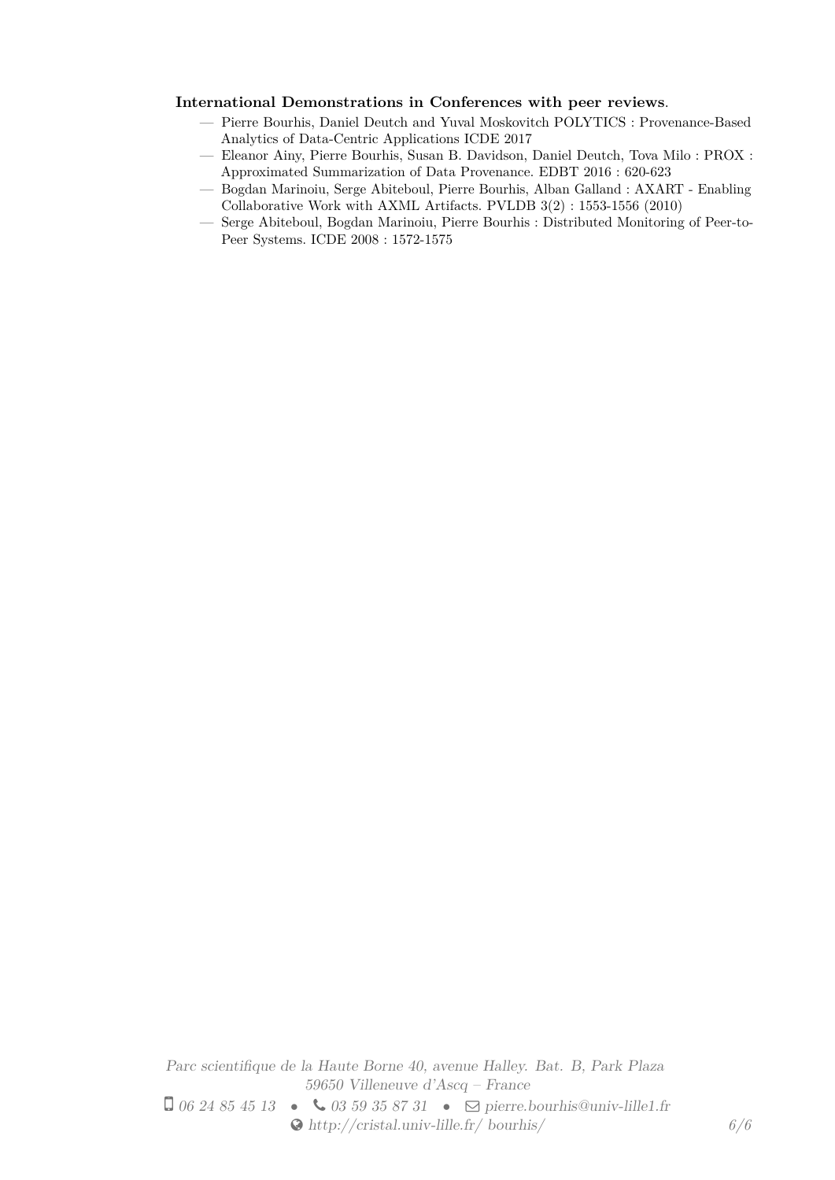**International Demonstrations in Conferences with peer reviews**.

- Pierre Bourhis, Daniel Deutch and Yuval Moskovitch POLYTICS : Provenance-Based Analytics of Data-Centric Applications ICDE 2017
- Eleanor Ainy, Pierre Bourhis, Susan B. Davidson, Daniel Deutch, Tova Milo : PROX : Approximated Summarization of Data Provenance. EDBT 2016 : 620-623
- Bogdan Marinoiu, Serge Abiteboul, Pierre Bourhis, Alban Galland : AXART - Enabling Collaborative Work with AXML Artifacts. PVLDB 3(2) : 1553-1556 (2010)
- Serge Abiteboul, Bogdan Marinoiu, Pierre Bourhis : Distributed Monitoring of Peer-to-Peer Systems. ICDE 2008 : 1572-1575